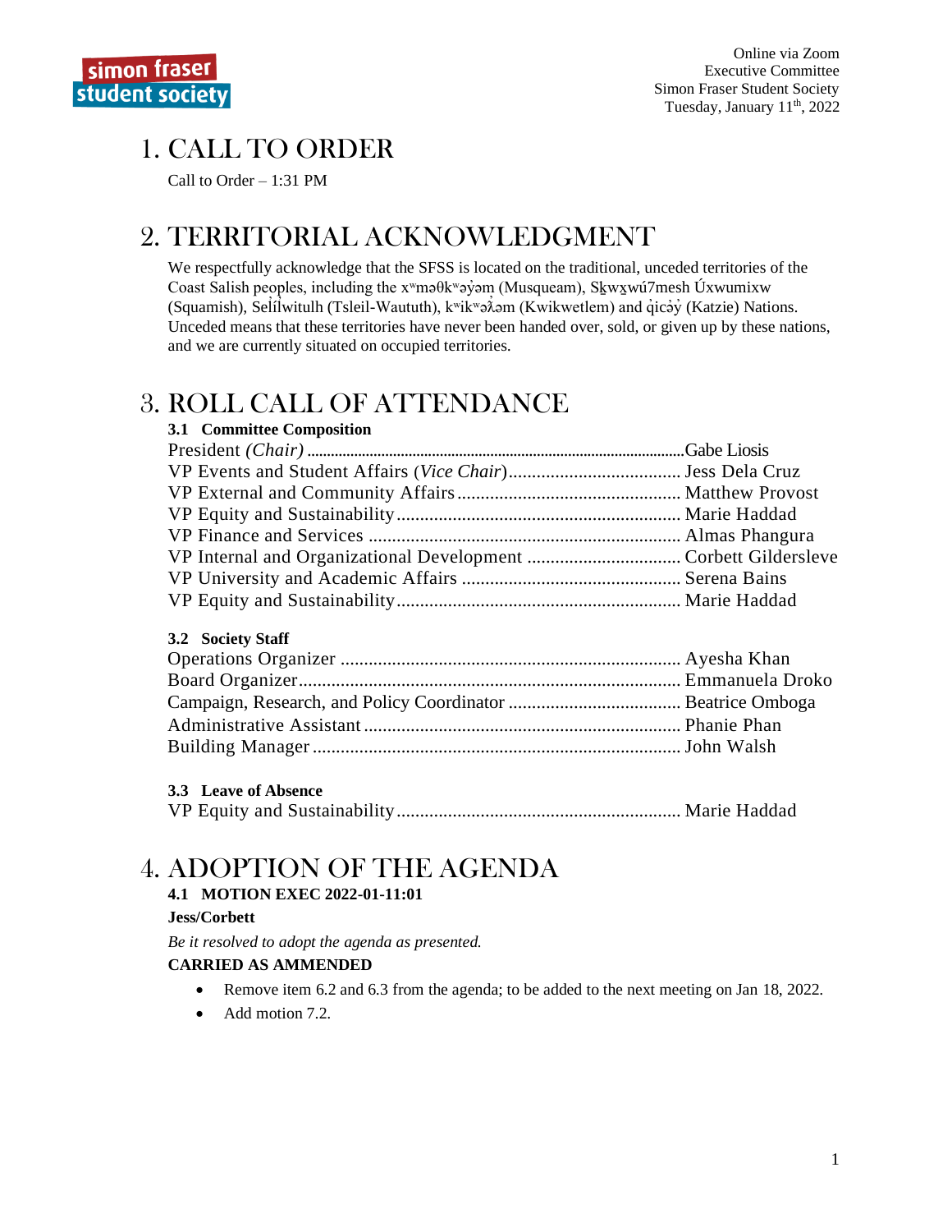Online via Zoom
Executive Committee
Simon Fraser Student Society
Tuesday, January 11th, 2022

# 1. CALL TO ORDER

Call to Order – 1:31 PM

# 2. TERRITORIAL ACKNOWLEDGMENT

We respectfully acknowledge that the SFSS is located on the traditional, unceded territories of the Coast Salish peoples, including the xʷməθkʷəy̓əm (Musqueam), Sḵwx̱wú7mesh Úxwumixw (Squamish), Sel̓íl̓witulh (Tsleil-Waututh), kʷikʷəƛ̓əm (Kwikwetlem) and q̓icə̓y̓ (Katzie) Nations. Unceded means that these territories have never been handed over, sold, or given up by these nations, and we are currently situated on occupied territories.

# 3. ROLL CALL OF ATTENDANCE

### 3.1 Committee Composition

President *(Chair)* .................................................. Gabe Liosis
VP Events and Student Affairs (*Vice Chair*) .................................................. Jess Dela Cruz
VP External and Community Affairs .................................................. Matthew Provost
VP Equity and Sustainability .................................................. Marie Haddad
VP Finance and Services .................................................. Almas Phangura
VP Internal and Organizational Development .................................................. Corbett Gildersleve
VP University and Academic Affairs .................................................. Serena Bains
VP Equity and Sustainability .................................................. Marie Haddad

### 3.2 Society Staff

Operations Organizer .................................................. Ayesha Khan
Board Organizer .................................................. Emmanuela Droko
Campaign, Research, and Policy Coordinator .................................................. Beatrice Omboga
Administrative Assistant .................................................. Phanie Phan
Building Manager .................................................. John Walsh

### 3.3 Leave of Absence

VP Equity and Sustainability .................................................. Marie Haddad

# 4. ADOPTION OF THE AGENDA

### 4.1 MOTION EXEC 2022-01-11:01

**Jess/Corbett**

*Be it resolved to adopt the agenda as presented.*

**CARRIED AS AMMENDED**

- Remove item 6.2 and 6.3 from the agenda; to be added to the next meeting on Jan 18, 2022.
- Add motion 7.2.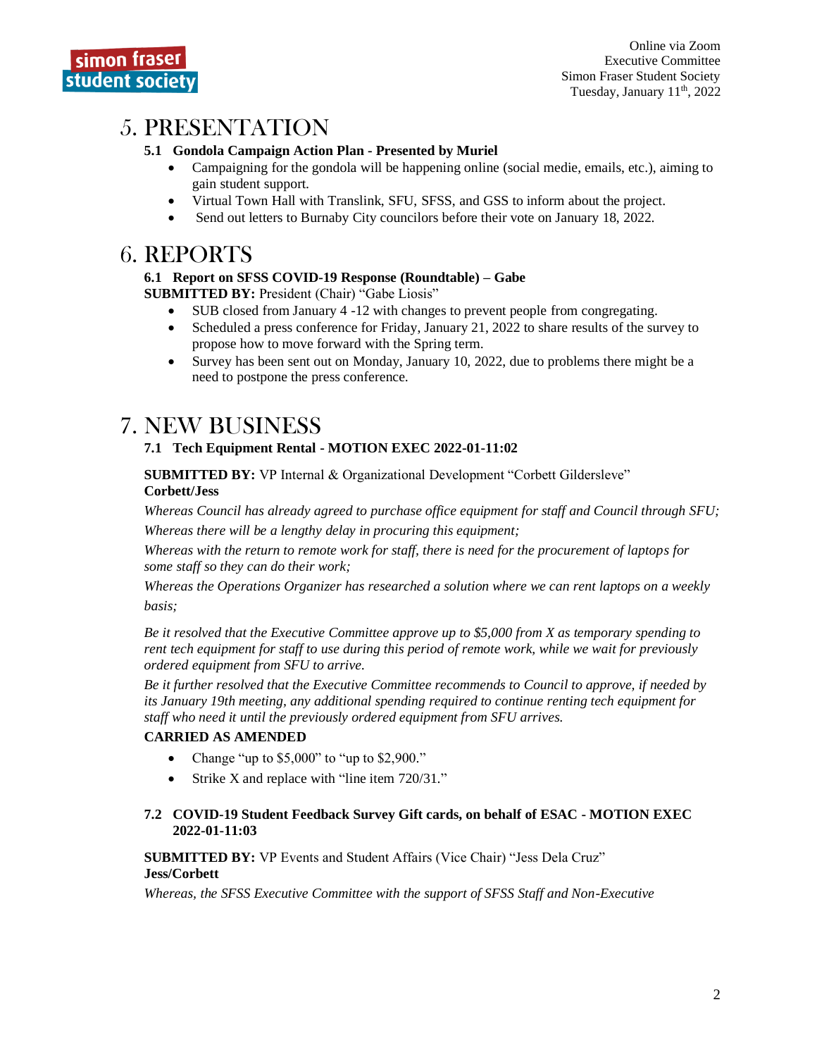# 5. PRESENTATION

**5.1 Gondola Campaign Action Plan - Presented by Muriel**

- Campaigning for the gondola will be happening online (social medie, emails, etc.), aiming to gain student support.
- Virtual Town Hall with Translink, SFU, SFSS, and GSS to inform about the project.
- Send out letters to Burnaby City councilors before their vote on January 18, 2022.

# 6. REPORTS

**6.1 Report on SFSS COVID-19 Response (Roundtable) – Gabe**

**SUBMITTED BY:** President (Chair) "Gabe Liosis"

- SUB closed from January 4 -12 with changes to prevent people from congregating.
- Scheduled a press conference for Friday, January 21, 2022 to share results of the survey to propose how to move forward with the Spring term.
- Survey has been sent out on Monday, January 10, 2022, due to problems there might be a need to postpone the press conference.

# 7. NEW BUSINESS

**7.1 Tech Equipment Rental - MOTION EXEC 2022-01-11:02**

**SUBMITTED BY:** VP Internal & Organizational Development "Corbett Gildersleve"
**Corbett/Jess**

*Whereas Council has already agreed to purchase office equipment for staff and Council through SFU;*

*Whereas there will be a lengthy delay in procuring this equipment;*

*Whereas with the return to remote work for staff, there is need for the procurement of laptops for some staff so they can do their work;*

*Whereas the Operations Organizer has researched a solution where we can rent laptops on a weekly basis;*

*Be it resolved that the Executive Committee approve up to $5,000 from X as temporary spending to rent tech equipment for staff to use during this period of remote work, while we wait for previously ordered equipment from SFU to arrive.*

*Be it further resolved that the Executive Committee recommends to Council to approve, if needed by its January 19th meeting, any additional spending required to continue renting tech equipment for staff who need it until the previously ordered equipment from SFU arrives.*

**CARRIED AS AMENDED**

- Change "up to $5,000" to "up to $2,900."
- Strike X and replace with "line item 720/31."

**7.2 COVID-19 Student Feedback Survey Gift cards, on behalf of ESAC - MOTION EXEC 2022-01-11:03**

**SUBMITTED BY:** VP Events and Student Affairs (Vice Chair) "Jess Dela Cruz"
**Jess/Corbett**

*Whereas, the SFSS Executive Committee with the support of SFSS Staff and Non-Executive*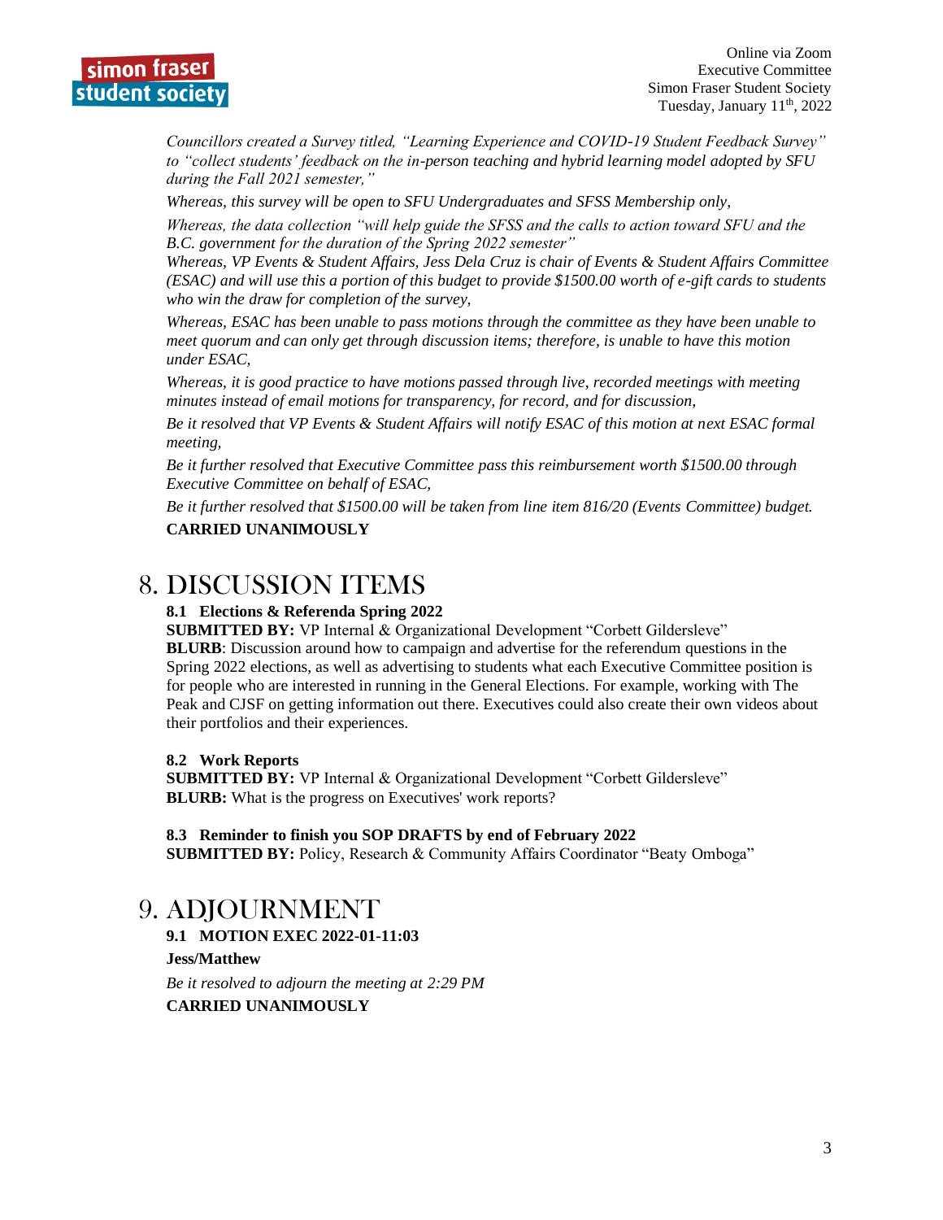*Councillors created a Survey titled, "Learning Experience and COVID-19 Student Feedback Survey" to "collect students' feedback on the in-person teaching and hybrid learning model adopted by SFU during the Fall 2021 semester,"*

*Whereas, this survey will be open to SFU Undergraduates and SFSS Membership only,*

*Whereas, the data collection "will help guide the SFSS and the calls to action toward SFU and the B.C. government for the duration of the Spring 2022 semester"*

*Whereas, VP Events & Student Affairs, Jess Dela Cruz is chair of Events & Student Affairs Committee (ESAC) and will use this a portion of this budget to provide $1500.00 worth of e-gift cards to students who win the draw for completion of the survey,*

*Whereas, ESAC has been unable to pass motions through the committee as they have been unable to meet quorum and can only get through discussion items; therefore, is unable to have this motion under ESAC,*

*Whereas, it is good practice to have motions passed through live, recorded meetings with meeting minutes instead of email motions for transparency, for record, and for discussion,*

*Be it resolved that VP Events & Student Affairs will notify ESAC of this motion at next ESAC formal meeting,*

*Be it further resolved that Executive Committee pass this reimbursement worth $1500.00 through Executive Committee on behalf of ESAC,*

*Be it further resolved that $1500.00 will be taken from line item 816/20 (Events Committee) budget.*

**CARRIED UNANIMOUSLY**

# 8. DISCUSSION ITEMS

### 8.1 Elections & Referenda Spring 2022

**SUBMITTED BY:** VP Internal & Organizational Development "Corbett Gildersleve"

**BLURB**: Discussion around how to campaign and advertise for the referendum questions in the Spring 2022 elections, as well as advertising to students what each Executive Committee position is for people who are interested in running in the General Elections. For example, working with The Peak and CJSF on getting information out there. Executives could also create their own videos about their portfolios and their experiences.

### 8.2 Work Reports

**SUBMITTED BY:** VP Internal & Organizational Development "Corbett Gildersleve"

**BLURB:** What is the progress on Executives' work reports?

### 8.3 Reminder to finish you SOP DRAFTS by end of February 2022

**SUBMITTED BY:** Policy, Research & Community Affairs Coordinator "Beaty Omboga"

# 9. ADJOURNMENT

### 9.1 MOTION EXEC 2022-01-11:03

**Jess/Matthew**

*Be it resolved to adjourn the meeting at 2:29 PM*

**CARRIED UNANIMOUSLY**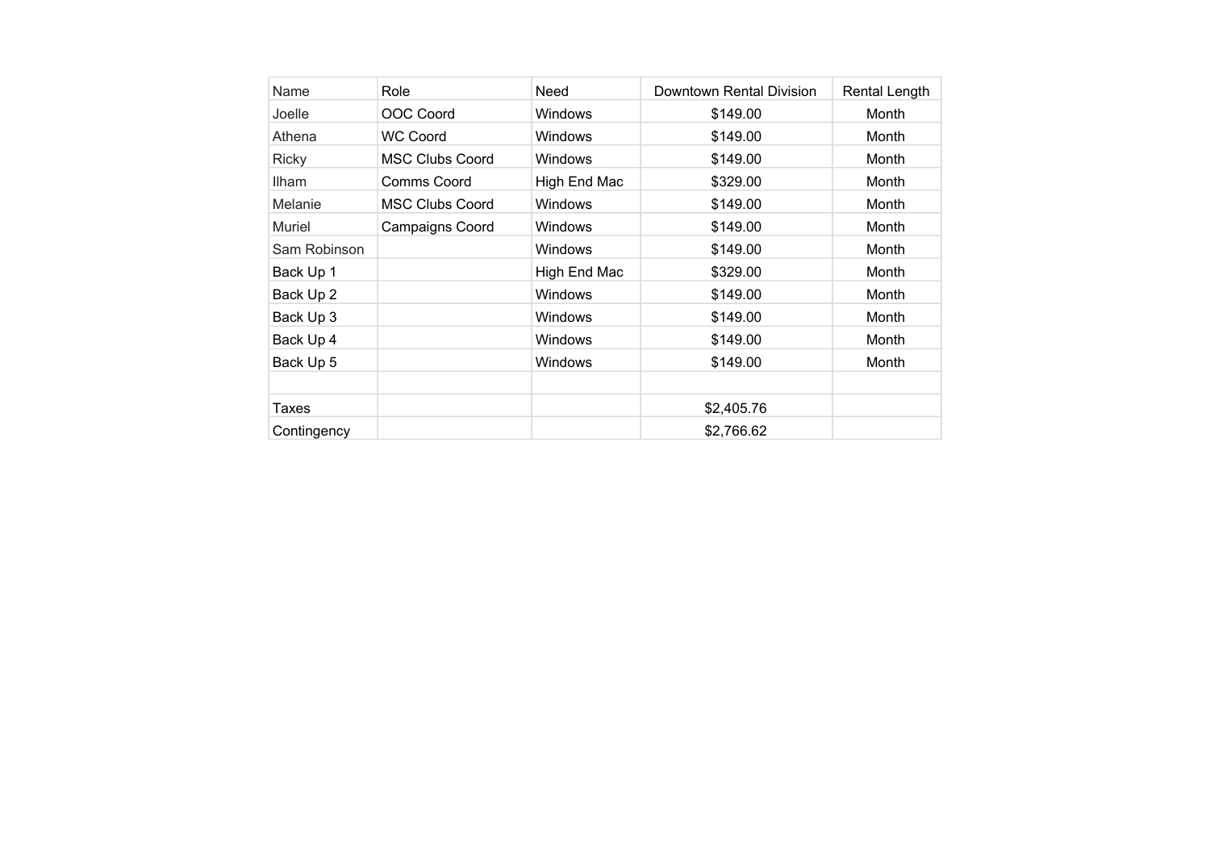| Name | Role | Need | Downtown Rental Division | Rental Length |
| --- | --- | --- | --- | --- |
| Joelle | OOC Coord | Windows | $149.00 | Month |
| Athena | WC Coord | Windows | $149.00 | Month |
| Ricky | MSC Clubs Coord | Windows | $149.00 | Month |
| Ilham | Comms Coord | High End Mac | $329.00 | Month |
| Melanie | MSC Clubs Coord | Windows | $149.00 | Month |
| Muriel | Campaigns Coord | Windows | $149.00 | Month |
| Sam Robinson | | Windows | $149.00 | Month |
| Back Up 1 | | High End Mac | $329.00 | Month |
| Back Up 2 | | Windows | $149.00 | Month |
| Back Up 3 | | Windows | $149.00 | Month |
| Back Up 4 | | Windows | $149.00 | Month |
| Back Up 5 | | Windows | $149.00 | Month |
| | | | | |
| Taxes | | | $2,405.76 | |
| Contingency | | | $2,766.62 | |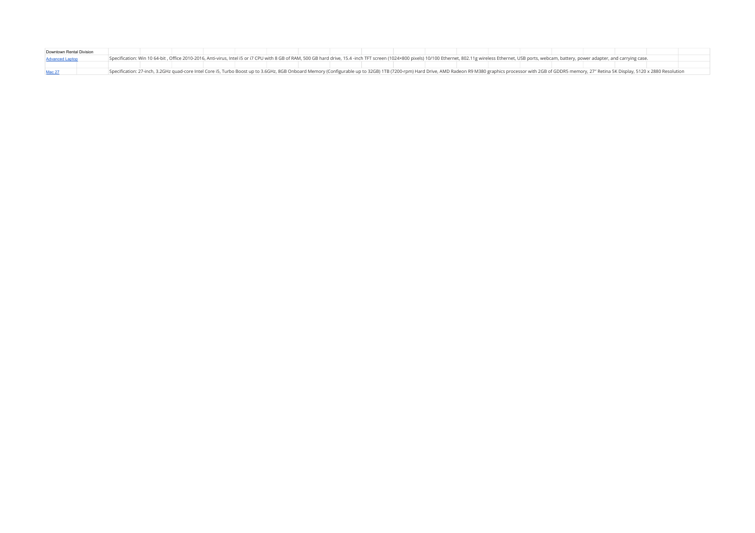| | |
|---|---|
| Downtown Rental Division | |
| Advanced Laptop | Specification: Win 10 64-bit , Office 2010-2016, Anti-virus, Intel i5 or i7 CPU with 8 GB of RAM, 500 GB hard drive, 15.4 -inch TFT screen (1024×800 pixels) 10/100 Ethernet, 802.11g wireless Ethernet, USB ports, webcam, battery, power adapter, and carrying case. |
| | |
| Mac 27 | Specification: 27-inch, 3.2GHz quad-core Intel Core i5, Turbo Boost up to 3.6GHz, 8GB Onboard Memory (Configurable up to 32GB) 1TB (7200-rpm) Hard Drive, AMD Radeon R9 M380 graphics processor with 2GB of GDDR5 memory, 27" Retina 5K Display, 5120 x 2880 Resolution |